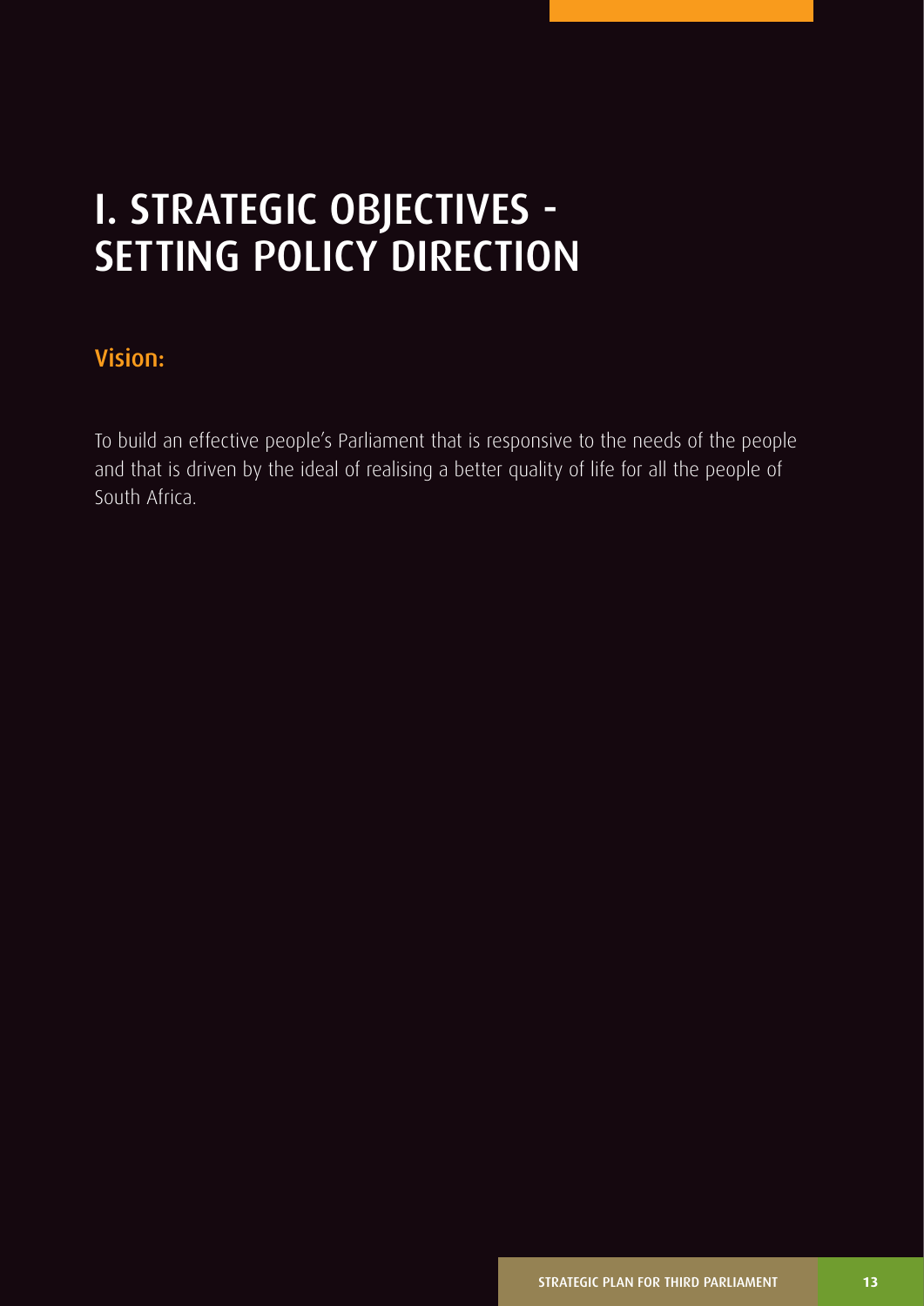# I. STRATEGIC OBJECTIVES - SETTING POLICY DIRECTION

## Vision:

To build an effective people's Parliament that is responsive to the needs of the people and that is driven by the ideal of realising a better quality of life for all the people of South Africa.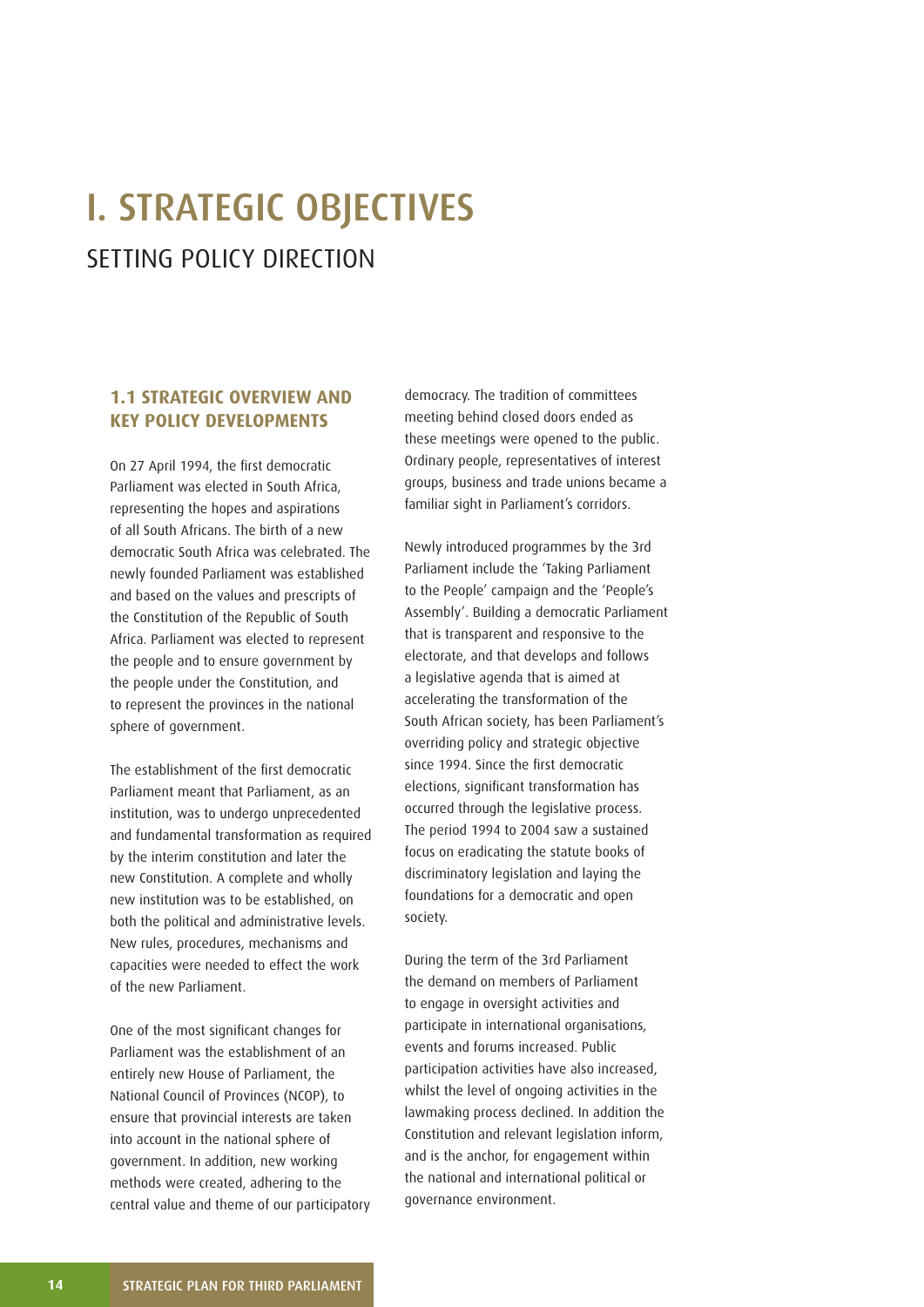# I. STRATEGIC OBJECTIVES

## SETTING POLICY DIRECTION

### 1.1 STRATEGIC OVERVIEW AND KEY POLICY DEVELOPMENTS

On 27 April 1994, the first democratic Parliament was elected in South Africa, representing the hopes and aspirations of all South Africans. The birth of a new democratic South Africa was celebrated. The newly founded Parliament was established and based on the values and prescripts of the Constitution of the Republic of South Africa. Parliament was elected to represent the people and to ensure government by the people under the Constitution, and to represent the provinces in the national sphere of government.

The establishment of the first democratic Parliament meant that Parliament, as an institution, was to undergo unprecedented and fundamental transformation as required by the interim constitution and later the new Constitution. A complete and wholly new institution was to be established, on both the political and administrative levels. New rules, procedures, mechanisms and capacities were needed to effect the work of the new Parliament.

One of the most significant changes for Parliament was the establishment of an entirely new House of Parliament, the National Council of Provinces (NCOP), to ensure that provincial interests are taken into account in the national sphere of government. In addition, new working methods were created, adhering to the central value and theme of our participatory democracy. The tradition of committees meeting behind closed doors ended as these meetings were opened to the public. Ordinary people, representatives of interest groups, business and trade unions became a familiar sight in Parliament's corridors.

Newly introduced programmes by the 3rd Parliament include the 'Taking Parliament to the People' campaign and the 'People's Assembly'. Building a democratic Parliament that is transparent and responsive to the electorate, and that develops and follows a legislative agenda that is aimed at accelerating the transformation of the South African society, has been Parliament's overriding policy and strategic objective since 1994. Since the first democratic elections, significant transformation has occurred through the legislative process. The period 1994 to 2004 saw a sustained focus on eradicating the statute books of discriminatory legislation and laying the foundations for a democratic and open society.

During the term of the 3rd Parliament the demand on members of Parliament to engage in oversight activities and participate in international organisations, events and forums increased. Public participation activities have also increased, whilst the level of ongoing activities in the lawmaking process declined. In addition the Constitution and relevant legislation inform, and is the anchor, for engagement within the national and international political or governance environment.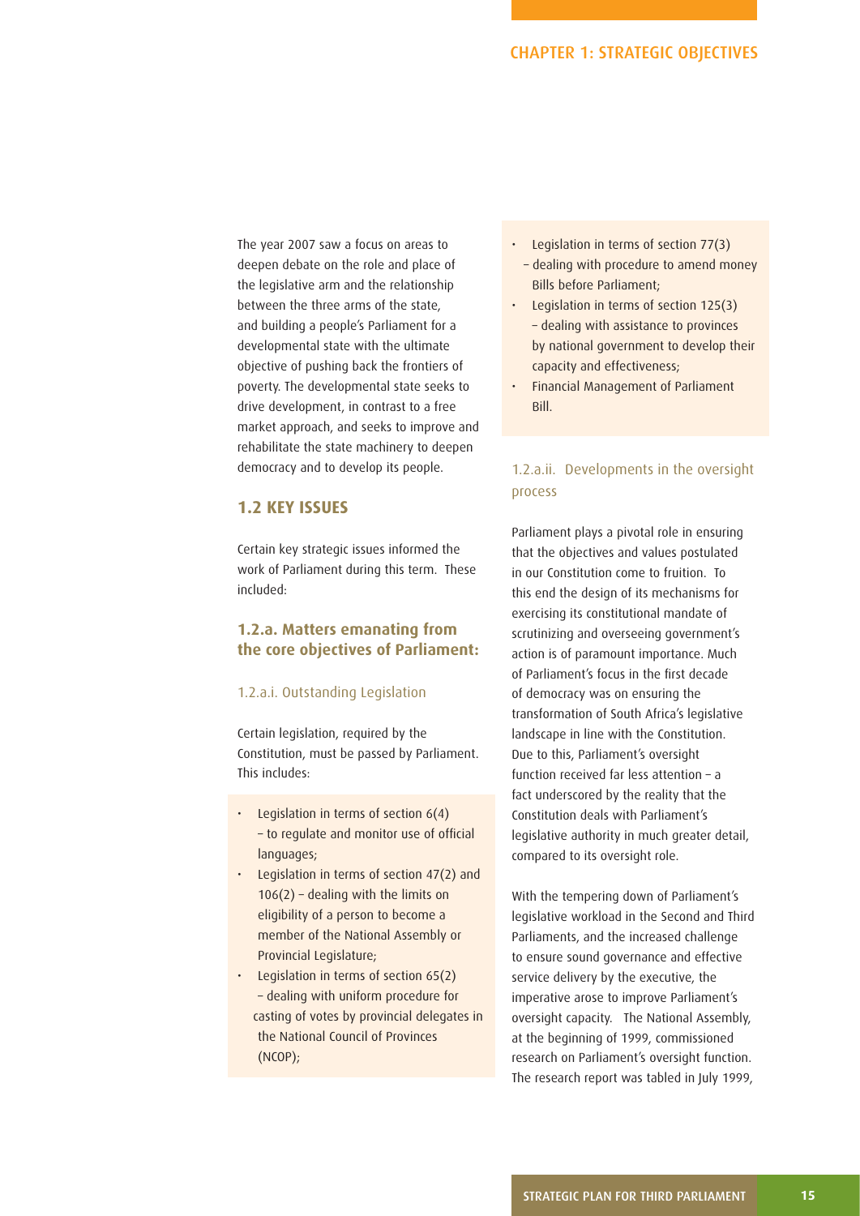The year 2007 saw a focus on areas to deepen debate on the role and place of the legislative arm and the relationship between the three arms of the state, and building a people's Parliament for a developmental state with the ultimate objective of pushing back the frontiers of poverty. The developmental state seeks to drive development, in contrast to a free market approach, and seeks to improve and rehabilitate the state machinery to deepen democracy and to develop its people.

## 1.2 KEY ISSUES

Certain key strategic issues informed the work of Parliament during this term. These included:

### 1.2.a. Matters emanating from the core objectives of Parliament:

#### 1.2.a.i. Outstanding Legislation

Certain legislation, required by the Constitution, must be passed by Parliament. This includes:

- Legislation in terms of section 6(4) – to regulate and monitor use of official languages;
- Legislation in terms of section 47(2) and 106(2) – dealing with the limits on eligibility of a person to become a member of the National Assembly or Provincial Legislature;
- Legislation in terms of section 65(2) – dealing with uniform procedure for casting of votes by provincial delegates in the National Council of Provinces (NCOP);
- Legislation in terms of section 77(3) – dealing with procedure to amend money Bills before Parliament;
- Legislation in terms of section 125(3) – dealing with assistance to provinces by national government to develop their capacity and effectiveness;
- Financial Management of Parliament Bill.

#### 1.2.a.ii. Developments in the oversight process

Parliament plays a pivotal role in ensuring that the objectives and values postulated in our Constitution come to fruition. To this end the design of its mechanisms for exercising its constitutional mandate of scrutinizing and overseeing government's action is of paramount importance. Much of Parliament's focus in the first decade of democracy was on ensuring the transformation of South Africa's legislative landscape in line with the Constitution. Due to this, Parliament's oversight function received far less attention – a fact underscored by the reality that the Constitution deals with Parliament's legislative authority in much greater detail, compared to its oversight role.

With the tempering down of Parliament's legislative workload in the Second and Third Parliaments, and the increased challenge to ensure sound governance and effective service delivery by the executive, the imperative arose to improve Parliament's oversight capacity. The National Assembly, at the beginning of 1999, commissioned research on Parliament's oversight function. The research report was tabled in July 1999,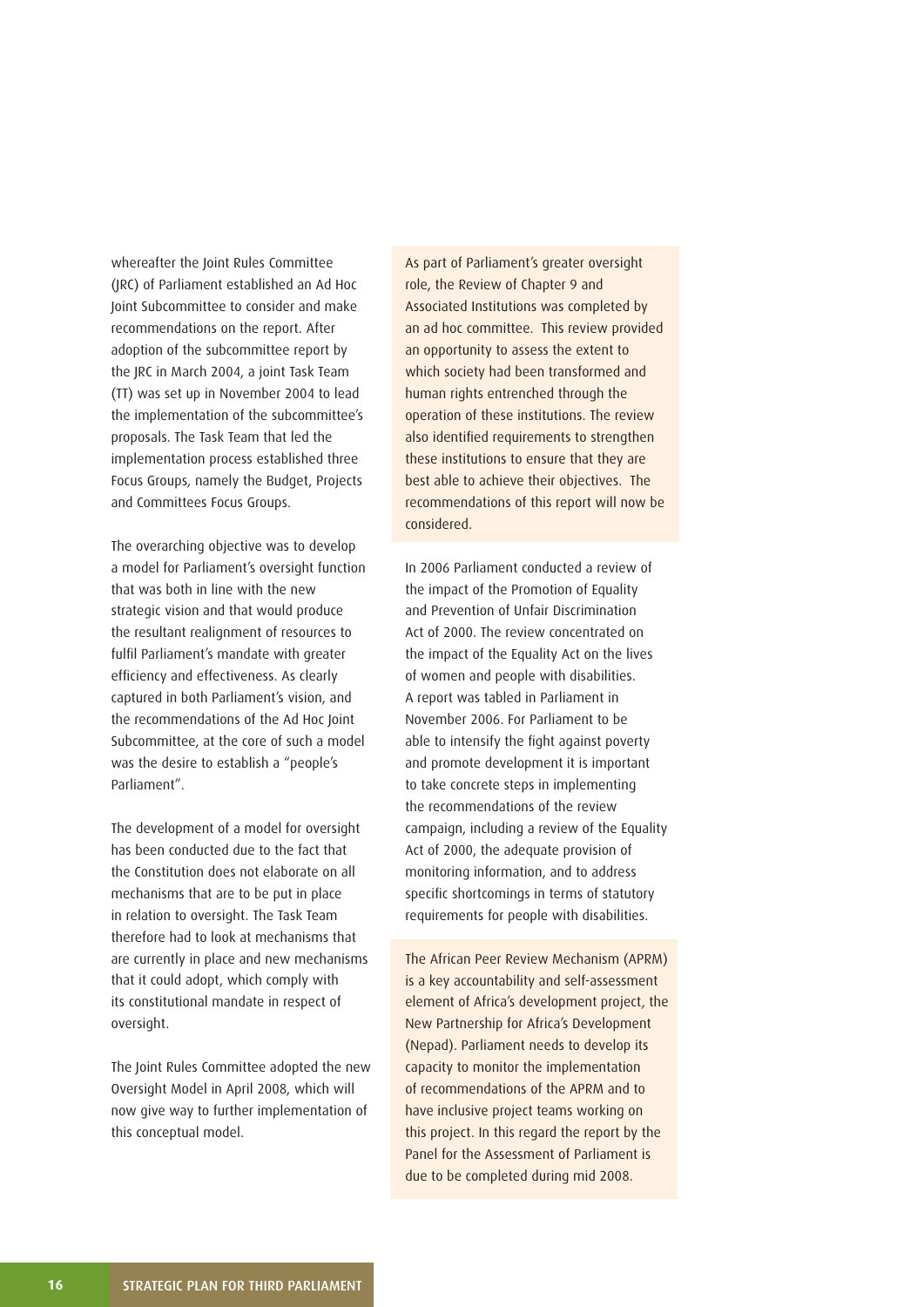whereafter the Joint Rules Committee (JRC) of Parliament established an Ad Hoc Joint Subcommittee to consider and make recommendations on the report. After adoption of the subcommittee report by the JRC in March 2004, a joint Task Team (TT) was set up in November 2004 to lead the implementation of the subcommittee's proposals. The Task Team that led the implementation process established three Focus Groups, namely the Budget, Projects and Committees Focus Groups.

The overarching objective was to develop a model for Parliament's oversight function that was both in line with the new strategic vision and that would produce the resultant realignment of resources to fulfil Parliament's mandate with greater efficiency and effectiveness. As clearly captured in both Parliament's vision, and the recommendations of the Ad Hoc Joint Subcommittee, at the core of such a model was the desire to establish a "people's Parliament".

The development of a model for oversight has been conducted due to the fact that the Constitution does not elaborate on all mechanisms that are to be put in place in relation to oversight. The Task Team therefore had to look at mechanisms that are currently in place and new mechanisms that it could adopt, which comply with its constitutional mandate in respect of oversight.

The Joint Rules Committee adopted the new Oversight Model in April 2008, which will now give way to further implementation of this conceptual model.

As part of Parliament's greater oversight role, the Review of Chapter 9 and Associated Institutions was completed by an ad hoc committee. This review provided an opportunity to assess the extent to which society had been transformed and human rights entrenched through the operation of these institutions. The review also identified requirements to strengthen these institutions to ensure that they are best able to achieve their objectives. The recommendations of this report will now be considered.

In 2006 Parliament conducted a review of the impact of the Promotion of Equality and Prevention of Unfair Discrimination Act of 2000. The review concentrated on the impact of the Equality Act on the lives of women and people with disabilities. A report was tabled in Parliament in November 2006. For Parliament to be able to intensify the fight against poverty and promote development it is important to take concrete steps in implementing the recommendations of the review campaign, including a review of the Equality Act of 2000, the adequate provision of monitoring information, and to address specific shortcomings in terms of statutory requirements for people with disabilities.

The African Peer Review Mechanism (APRM) is a key accountability and self-assessment element of Africa's development project, the New Partnership for Africa's Development (Nepad). Parliament needs to develop its capacity to monitor the implementation of recommendations of the APRM and to have inclusive project teams working on this project. In this regard the report by the Panel for the Assessment of Parliament is due to be completed during mid 2008.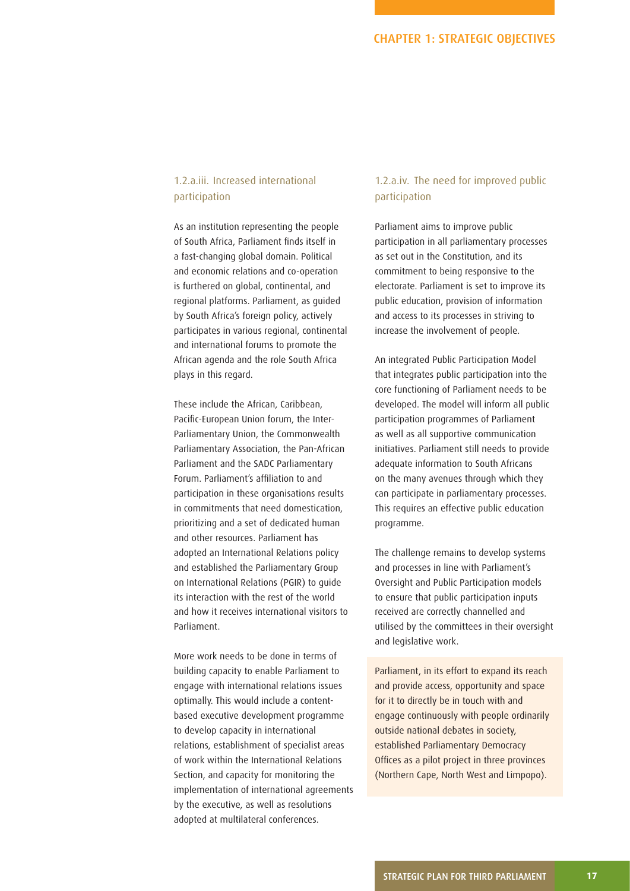#### 1.2.a.iii. Increased international participation

As an institution representing the people of South Africa, Parliament finds itself in a fast-changing global domain. Political and economic relations and co-operation is furthered on global, continental, and regional platforms. Parliament, as guided by South Africa's foreign policy, actively participates in various regional, continental and international forums to promote the African agenda and the role South Africa plays in this regard.

These include the African, Caribbean, Pacific-European Union forum, the Inter-Parliamentary Union, the Commonwealth Parliamentary Association, the Pan-African Parliament and the SADC Parliamentary Forum. Parliament's affiliation to and participation in these organisations results in commitments that need domestication, prioritizing and a set of dedicated human and other resources. Parliament has adopted an International Relations policy and established the Parliamentary Group on International Relations (PGIR) to guide its interaction with the rest of the world and how it receives international visitors to Parliament.

More work needs to be done in terms of building capacity to enable Parliament to engage with international relations issues optimally. This would include a content-based executive development programme to develop capacity in international relations, establishment of specialist areas of work within the International Relations Section, and capacity for monitoring the implementation of international agreements by the executive, as well as resolutions adopted at multilateral conferences.

#### 1.2.a.iv. The need for improved public participation

Parliament aims to improve public participation in all parliamentary processes as set out in the Constitution, and its commitment to being responsive to the electorate. Parliament is set to improve its public education, provision of information and access to its processes in striving to increase the involvement of people.

An integrated Public Participation Model that integrates public participation into the core functioning of Parliament needs to be developed. The model will inform all public participation programmes of Parliament as well as all supportive communication initiatives. Parliament still needs to provide adequate information to South Africans on the many avenues through which they can participate in parliamentary processes. This requires an effective public education programme.

The challenge remains to develop systems and processes in line with Parliament's Oversight and Public Participation models to ensure that public participation inputs received are correctly channelled and utilised by the committees in their oversight and legislative work.

Parliament, in its effort to expand its reach and provide access, opportunity and space for it to directly be in touch with and engage continuously with people ordinarily outside national debates in society, established Parliamentary Democracy Offices as a pilot project in three provinces (Northern Cape, North West and Limpopo).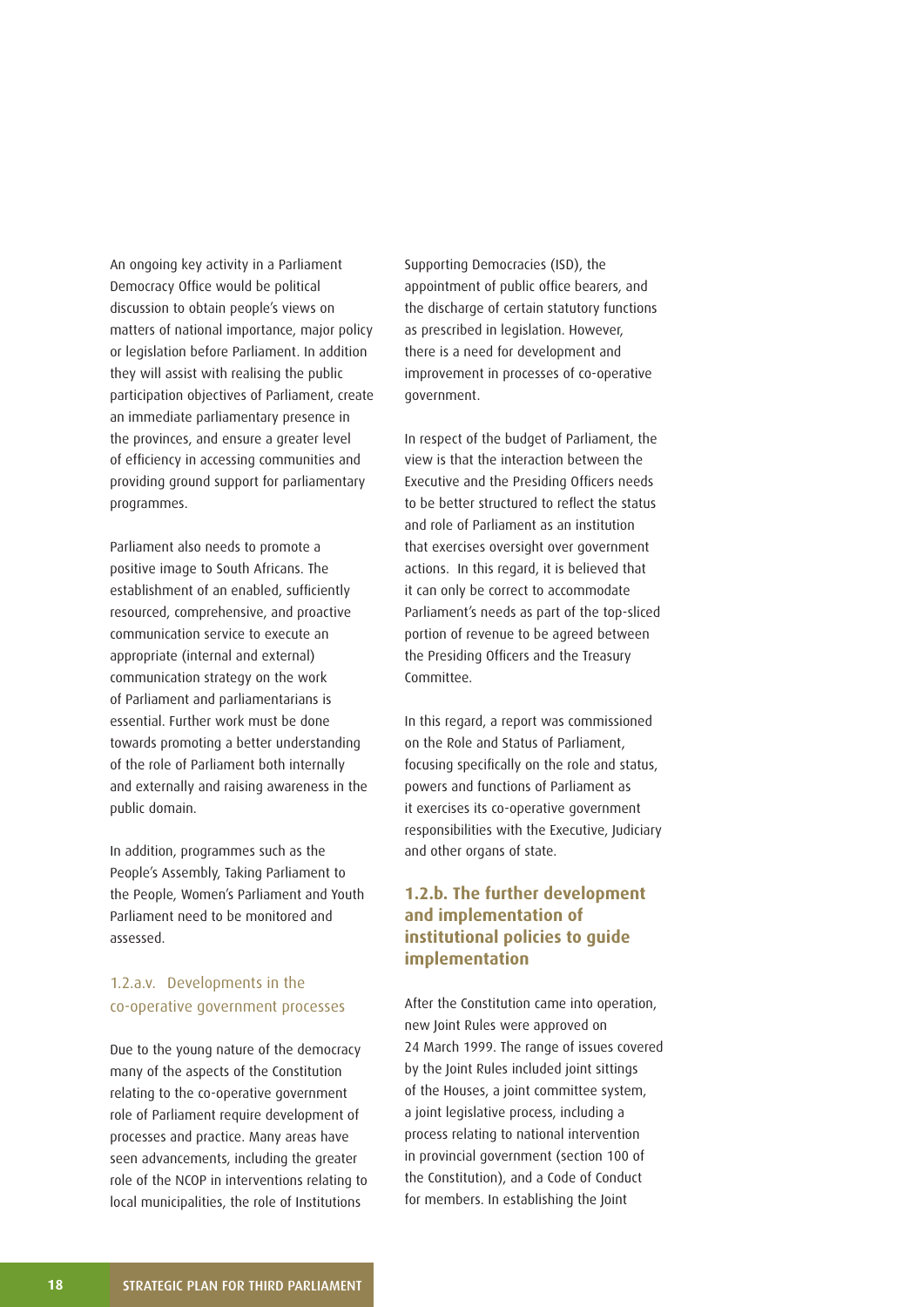An ongoing key activity in a Parliament Democracy Office would be political discussion to obtain people's views on matters of national importance, major policy or legislation before Parliament. In addition they will assist with realising the public participation objectives of Parliament, create an immediate parliamentary presence in the provinces, and ensure a greater level of efficiency in accessing communities and providing ground support for parliamentary programmes.

Parliament also needs to promote a positive image to South Africans. The establishment of an enabled, sufficiently resourced, comprehensive, and proactive communication service to execute an appropriate (internal and external) communication strategy on the work of Parliament and parliamentarians is essential. Further work must be done towards promoting a better understanding of the role of Parliament both internally and externally and raising awareness in the public domain.

In addition, programmes such as the People's Assembly, Taking Parliament to the People, Women's Parliament and Youth Parliament need to be monitored and assessed.

#### 1.2.a.v. Developments in the co-operative government processes

Due to the young nature of the democracy many of the aspects of the Constitution relating to the co-operative government role of Parliament require development of processes and practice. Many areas have seen advancements, including the greater role of the NCOP in interventions relating to local municipalities, the role of Institutions Supporting Democracies (ISD), the appointment of public office bearers, and the discharge of certain statutory functions as prescribed in legislation. However, there is a need for development and improvement in processes of co-operative government.

In respect of the budget of Parliament, the view is that the interaction between the Executive and the Presiding Officers needs to be better structured to reflect the status and role of Parliament as an institution that exercises oversight over government actions. In this regard, it is believed that it can only be correct to accommodate Parliament's needs as part of the top-sliced portion of revenue to be agreed between the Presiding Officers and the Treasury Committee.

In this regard, a report was commissioned on the Role and Status of Parliament, focusing specifically on the role and status, powers and functions of Parliament as it exercises its co-operative government responsibilities with the Executive, Judiciary and other organs of state.

### 1.2.b. The further development and implementation of institutional policies to guide implementation

After the Constitution came into operation, new Joint Rules were approved on 24 March 1999. The range of issues covered by the Joint Rules included joint sittings of the Houses, a joint committee system, a joint legislative process, including a process relating to national intervention in provincial government (section 100 of the Constitution), and a Code of Conduct for members. In establishing the Joint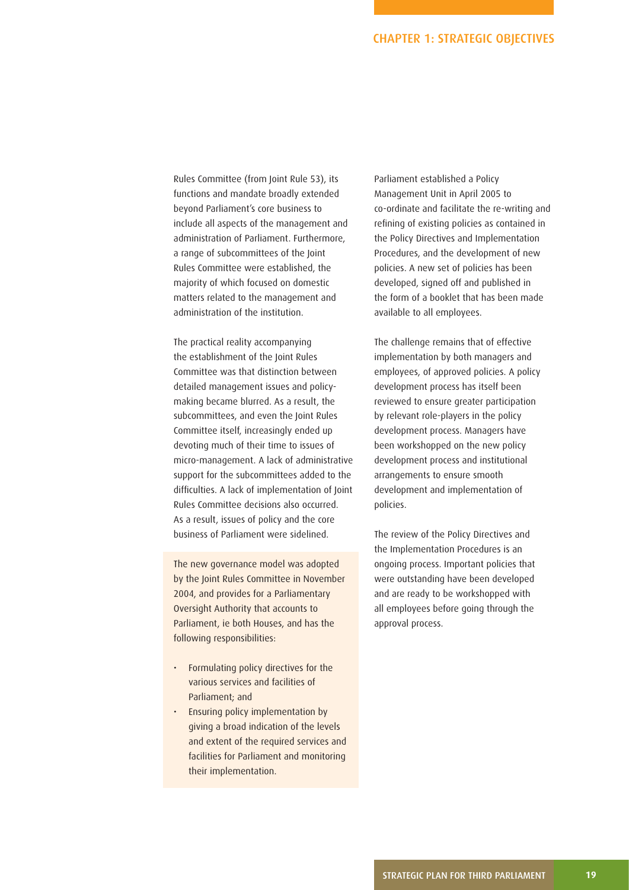Rules Committee (from Joint Rule 53), its functions and mandate broadly extended beyond Parliament's core business to include all aspects of the management and administration of Parliament. Furthermore, a range of subcommittees of the Joint Rules Committee were established, the majority of which focused on domestic matters related to the management and administration of the institution.

The practical reality accompanying the establishment of the Joint Rules Committee was that distinction between detailed management issues and policy-making became blurred. As a result, the subcommittees, and even the Joint Rules Committee itself, increasingly ended up devoting much of their time to issues of micro-management. A lack of administrative support for the subcommittees added to the difficulties. A lack of implementation of Joint Rules Committee decisions also occurred. As a result, issues of policy and the core business of Parliament were sidelined.

The new governance model was adopted by the Joint Rules Committee in November 2004, and provides for a Parliamentary Oversight Authority that accounts to Parliament, ie both Houses, and has the following responsibilities:

- Formulating policy directives for the various services and facilities of Parliament; and
- Ensuring policy implementation by giving a broad indication of the levels and extent of the required services and facilities for Parliament and monitoring their implementation.

Parliament established a Policy Management Unit in April 2005 to co-ordinate and facilitate the re-writing and refining of existing policies as contained in the Policy Directives and Implementation Procedures, and the development of new policies. A new set of policies has been developed, signed off and published in the form of a booklet that has been made available to all employees.

The challenge remains that of effective implementation by both managers and employees, of approved policies. A policy development process has itself been reviewed to ensure greater participation by relevant role-players in the policy development process. Managers have been workshopped on the new policy development process and institutional arrangements to ensure smooth development and implementation of policies.

The review of the Policy Directives and the Implementation Procedures is an ongoing process. Important policies that were outstanding have been developed and are ready to be workshopped with all employees before going through the approval process.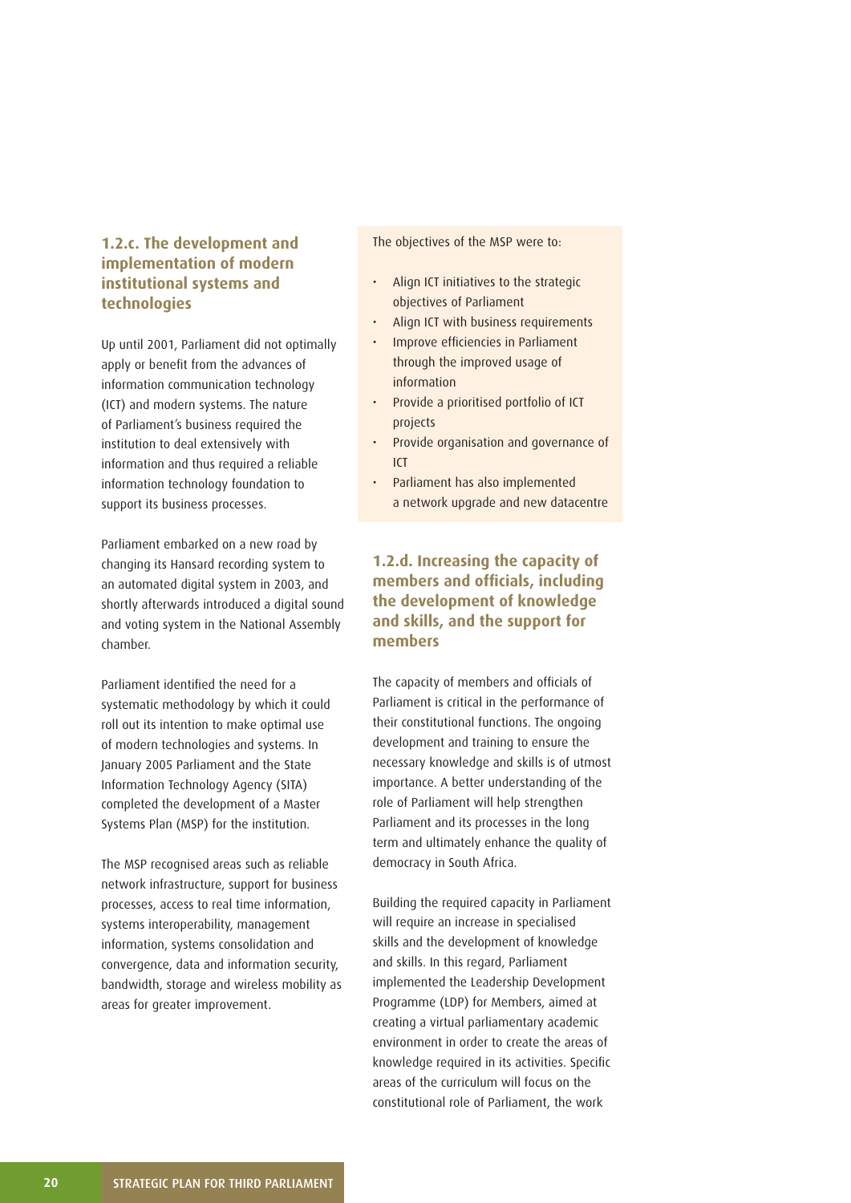### 1.2.c. The development and implementation of modern institutional systems and technologies

Up until 2001, Parliament did not optimally apply or benefit from the advances of information communication technology (ICT) and modern systems. The nature of Parliament's business required the institution to deal extensively with information and thus required a reliable information technology foundation to support its business processes.

Parliament embarked on a new road by changing its Hansard recording system to an automated digital system in 2003, and shortly afterwards introduced a digital sound and voting system in the National Assembly chamber.

Parliament identified the need for a systematic methodology by which it could roll out its intention to make optimal use of modern technologies and systems. In January 2005 Parliament and the State Information Technology Agency (SITA) completed the development of a Master Systems Plan (MSP) for the institution.

The MSP recognised areas such as reliable network infrastructure, support for business processes, access to real time information, systems interoperability, management information, systems consolidation and convergence, data and information security, bandwidth, storage and wireless mobility as areas for greater improvement.

The objectives of the MSP were to:

- Align ICT initiatives to the strategic objectives of Parliament
- Align ICT with business requirements
- Improve efficiencies in Parliament through the improved usage of information
- Provide a prioritised portfolio of ICT projects
- Provide organisation and governance of ICT
- Parliament has also implemented a network upgrade and new datacentre

### 1.2.d. Increasing the capacity of members and officials, including the development of knowledge and skills, and the support for members

The capacity of members and officials of Parliament is critical in the performance of their constitutional functions. The ongoing development and training to ensure the necessary knowledge and skills is of utmost importance. A better understanding of the role of Parliament will help strengthen Parliament and its processes in the long term and ultimately enhance the quality of democracy in South Africa.

Building the required capacity in Parliament will require an increase in specialised skills and the development of knowledge and skills. In this regard, Parliament implemented the Leadership Development Programme (LDP) for Members, aimed at creating a virtual parliamentary academic environment in order to create the areas of knowledge required in its activities. Specific areas of the curriculum will focus on the constitutional role of Parliament, the work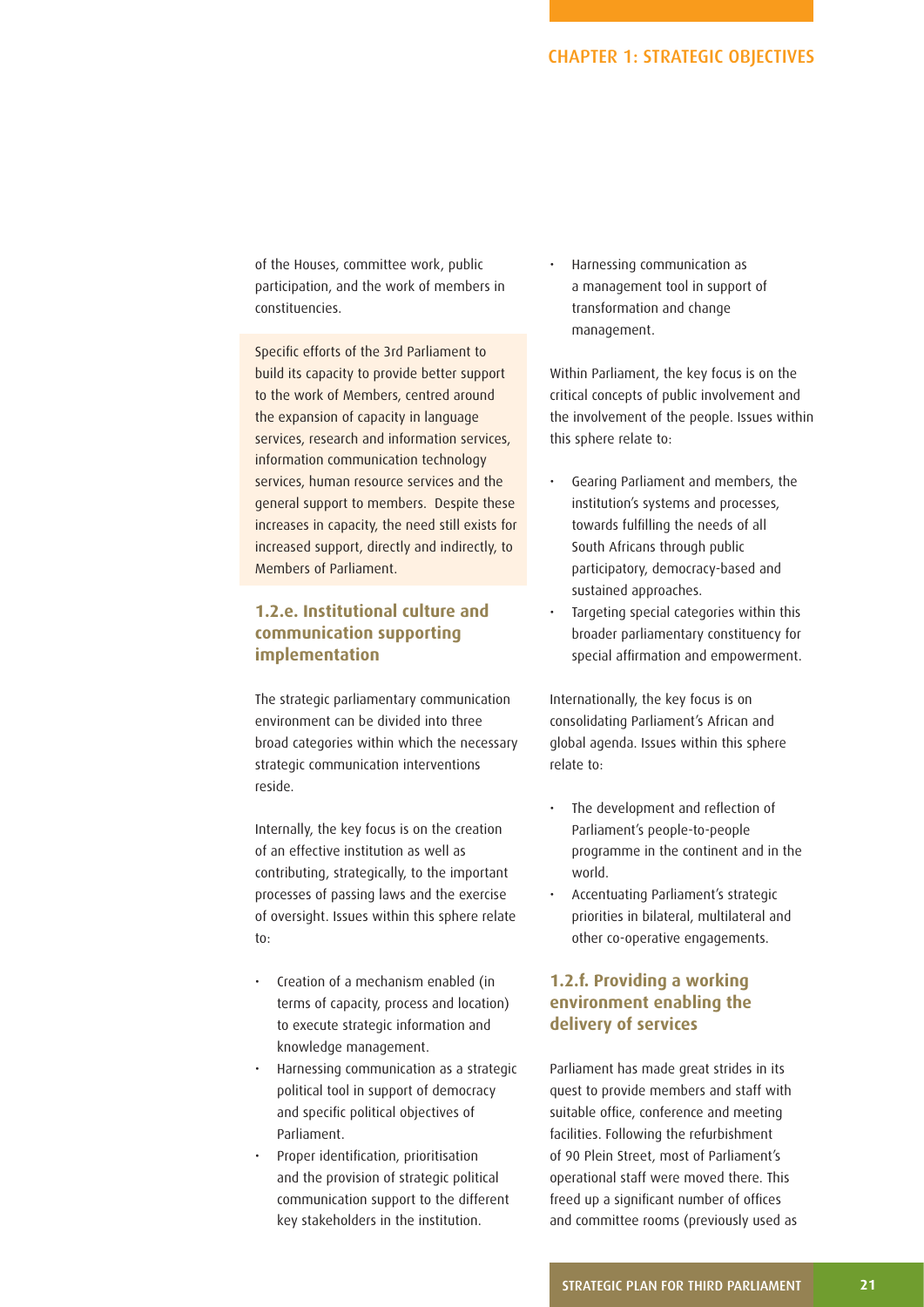of the Houses, committee work, public participation, and the work of members in constituencies.

Specific efforts of the 3rd Parliament to build its capacity to provide better support to the work of Members, centred around the expansion of capacity in language services, research and information services, information communication technology services, human resource services and the general support to members. Despite these increases in capacity, the need still exists for increased support, directly and indirectly, to Members of Parliament.

### 1.2.e. Institutional culture and communication supporting implementation

The strategic parliamentary communication environment can be divided into three broad categories within which the necessary strategic communication interventions reside.

Internally, the key focus is on the creation of an effective institution as well as contributing, strategically, to the important processes of passing laws and the exercise of oversight. Issues within this sphere relate to:

- Creation of a mechanism enabled (in terms of capacity, process and location) to execute strategic information and knowledge management.
- Harnessing communication as a strategic political tool in support of democracy and specific political objectives of Parliament.
- Proper identification, prioritisation and the provision of strategic political communication support to the different key stakeholders in the institution.
- Harnessing communication as a management tool in support of transformation and change management.

Within Parliament, the key focus is on the critical concepts of public involvement and the involvement of the people. Issues within this sphere relate to:

- Gearing Parliament and members, the institution's systems and processes, towards fulfilling the needs of all South Africans through public participatory, democracy-based and sustained approaches.
- Targeting special categories within this broader parliamentary constituency for special affirmation and empowerment.

Internationally, the key focus is on consolidating Parliament's African and global agenda. Issues within this sphere relate to:

- The development and reflection of Parliament's people-to-people programme in the continent and in the world.
- Accentuating Parliament's strategic priorities in bilateral, multilateral and other co-operative engagements.

### 1.2.f. Providing a working environment enabling the delivery of services

Parliament has made great strides in its quest to provide members and staff with suitable office, conference and meeting facilities. Following the refurbishment of 90 Plein Street, most of Parliament's operational staff were moved there. This freed up a significant number of offices and committee rooms (previously used as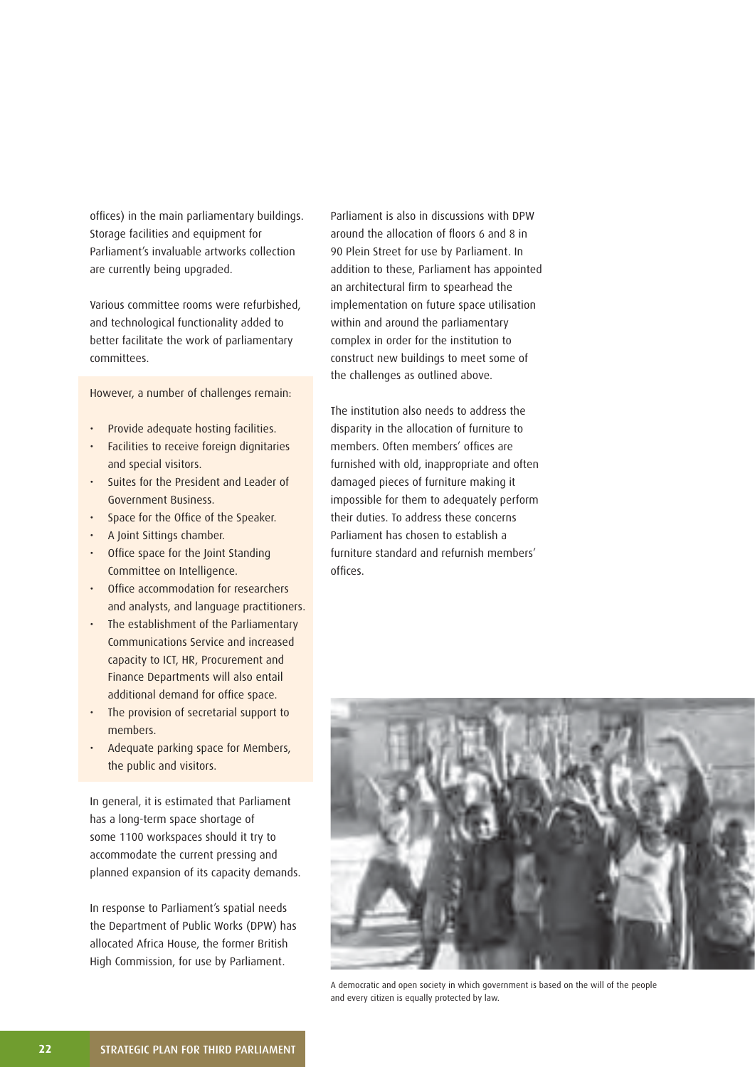offices) in the main parliamentary buildings. Storage facilities and equipment for Parliament's invaluable artworks collection are currently being upgraded.

Various committee rooms were refurbished, and technological functionality added to better facilitate the work of parliamentary committees.

However, a number of challenges remain:

- Provide adequate hosting facilities.
- Facilities to receive foreign dignitaries and special visitors.
- Suites for the President and Leader of Government Business.
- Space for the Office of the Speaker.
- A Joint Sittings chamber.
- Office space for the Joint Standing Committee on Intelligence.
- Office accommodation for researchers and analysts, and language practitioners.
- The establishment of the Parliamentary Communications Service and increased capacity to ICT, HR, Procurement and Finance Departments will also entail additional demand for office space.
- The provision of secretarial support to members.
- Adequate parking space for Members, the public and visitors.

In general, it is estimated that Parliament has a long-term space shortage of some 1100 workspaces should it try to accommodate the current pressing and planned expansion of its capacity demands.

In response to Parliament's spatial needs the Department of Public Works (DPW) has allocated Africa House, the former British High Commission, for use by Parliament.

Parliament is also in discussions with DPW around the allocation of floors 6 and 8 in 90 Plein Street for use by Parliament. In addition to these, Parliament has appointed an architectural firm to spearhead the implementation on future space utilisation within and around the parliamentary complex in order for the institution to construct new buildings to meet some of the challenges as outlined above.

The institution also needs to address the disparity in the allocation of furniture to members. Often members' offices are furnished with old, inappropriate and often damaged pieces of furniture making it impossible for them to adequately perform their duties. To address these concerns Parliament has chosen to establish a furniture standard and refurnish members' offices.

A democratic and open society in which government is based on the will of the people and every citizen is equally protected by law.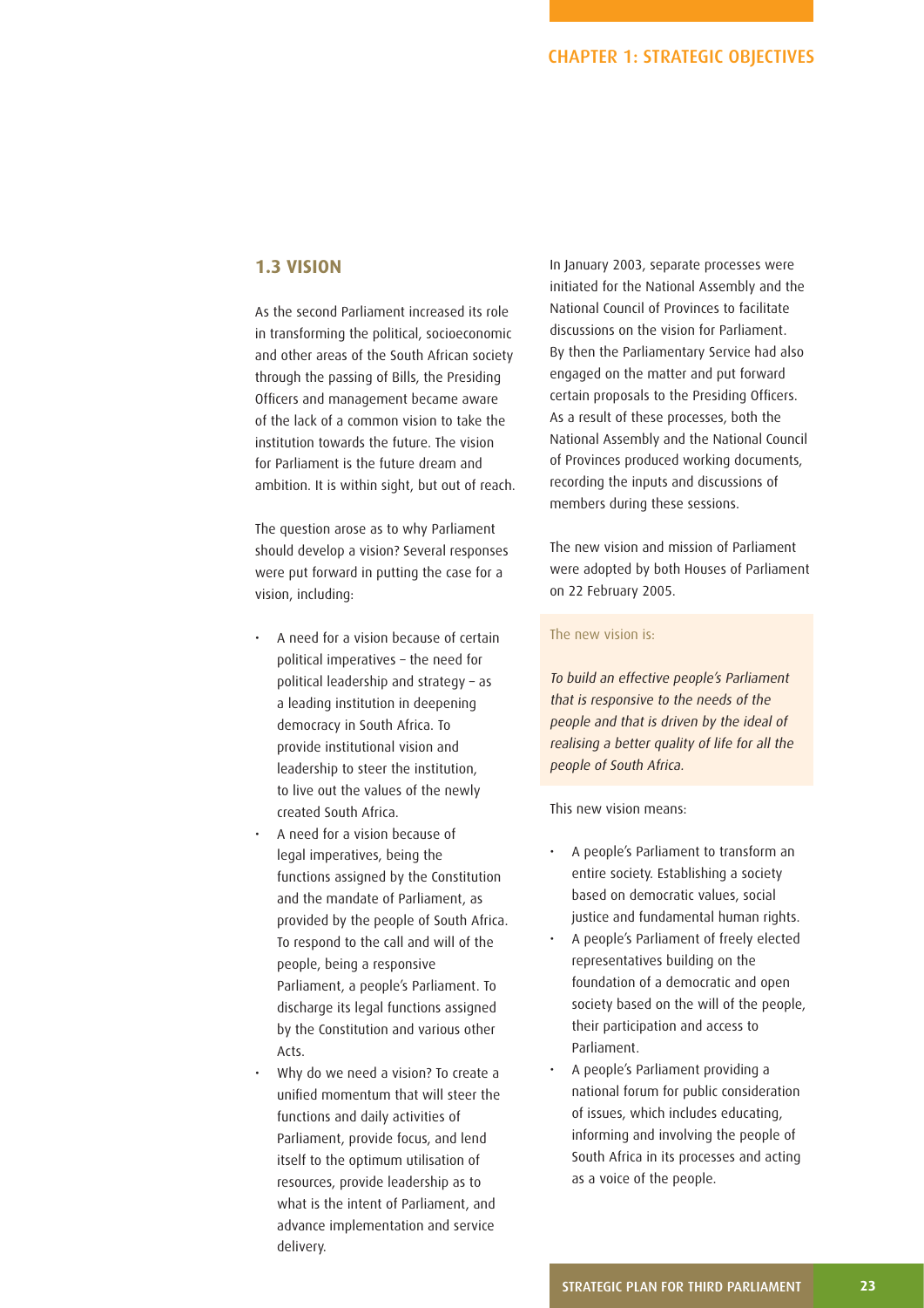## 1.3 VISION

As the second Parliament increased its role in transforming the political, socioeconomic and other areas of the South African society through the passing of Bills, the Presiding Officers and management became aware of the lack of a common vision to take the institution towards the future. The vision for Parliament is the future dream and ambition. It is within sight, but out of reach.

The question arose as to why Parliament should develop a vision? Several responses were put forward in putting the case for a vision, including:

- A need for a vision because of certain political imperatives – the need for political leadership and strategy – as a leading institution in deepening democracy in South Africa. To provide institutional vision and leadership to steer the institution, to live out the values of the newly created South Africa.
- A need for a vision because of legal imperatives, being the functions assigned by the Constitution and the mandate of Parliament, as provided by the people of South Africa. To respond to the call and will of the people, being a responsive Parliament, a people's Parliament. To discharge its legal functions assigned by the Constitution and various other Acts.
- Why do we need a vision? To create a unified momentum that will steer the functions and daily activities of Parliament, provide focus, and lend itself to the optimum utilisation of resources, provide leadership as to what is the intent of Parliament, and advance implementation and service delivery.

In January 2003, separate processes were initiated for the National Assembly and the National Council of Provinces to facilitate discussions on the vision for Parliament. By then the Parliamentary Service had also engaged on the matter and put forward certain proposals to the Presiding Officers. As a result of these processes, both the National Assembly and the National Council of Provinces produced working documents, recording the inputs and discussions of members during these sessions.

The new vision and mission of Parliament were adopted by both Houses of Parliament on 22 February 2005.

The new vision is:

*To build an effective people's Parliament that is responsive to the needs of the people and that is driven by the ideal of realising a better quality of life for all the people of South Africa.*

This new vision means:

- A people's Parliament to transform an entire society. Establishing a society based on democratic values, social justice and fundamental human rights.
- A people's Parliament of freely elected representatives building on the foundation of a democratic and open society based on the will of the people, their participation and access to Parliament.
- A people's Parliament providing a national forum for public consideration of issues, which includes educating, informing and involving the people of South Africa in its processes and acting as a voice of the people.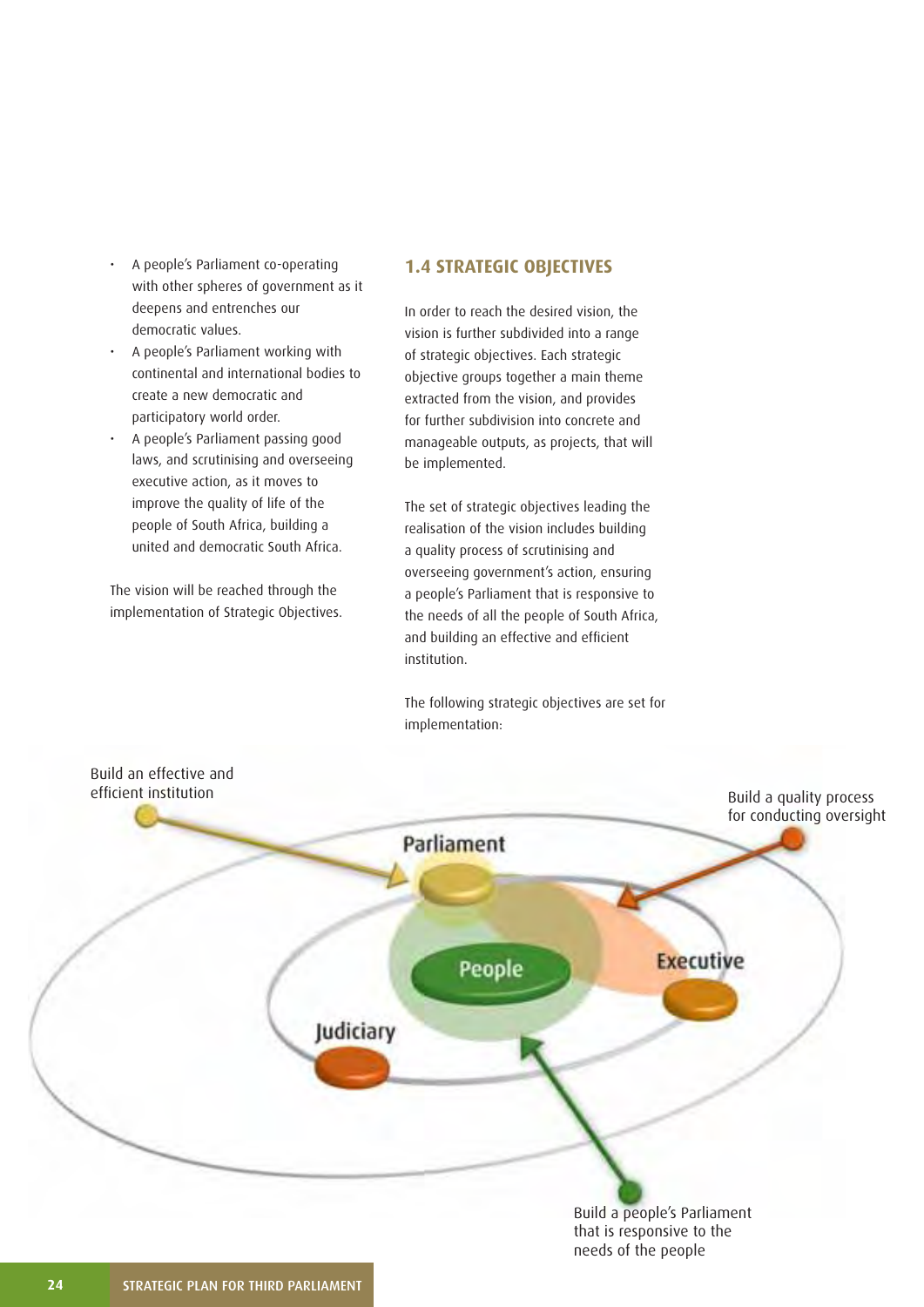- A people's Parliament co-operating with other spheres of government as it deepens and entrenches our democratic values.
- A people's Parliament working with continental and international bodies to create a new democratic and participatory world order.
- A people's Parliament passing good laws, and scrutinising and overseeing executive action, as it moves to improve the quality of life of the people of South Africa, building a united and democratic South Africa.

The vision will be reached through the implementation of Strategic Objectives.

## 1.4 STRATEGIC OBJECTIVES

In order to reach the desired vision, the vision is further subdivided into a range of strategic objectives. Each strategic objective groups together a main theme extracted from the vision, and provides for further subdivision into concrete and manageable outputs, as projects, that will be implemented.

The set of strategic objectives leading the realisation of the vision includes building a quality process of scrutinising and overseeing government's action, ensuring a people's Parliament that is responsive to the needs of all the people of South Africa, and building an effective and efficient institution.

The following strategic objectives are set for implementation:

Build an effective and efficient institution

Build a quality process for conducting oversight

Parliament

People

Executive

Judiciary

Build a people's Parliament that is responsive to the needs of the people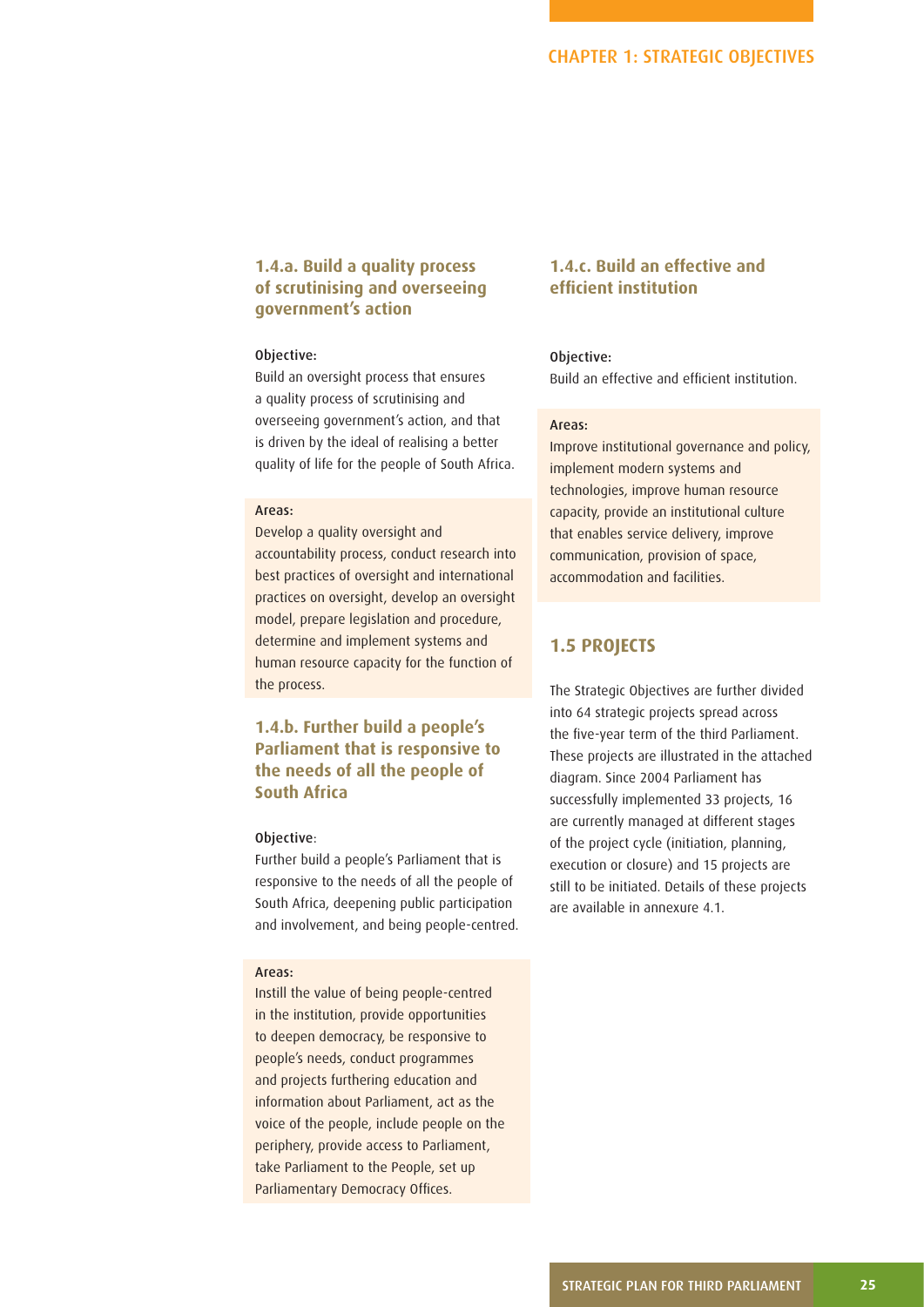### 1.4.a. Build a quality process of scrutinising and overseeing government's action

Objective:

Build an oversight process that ensures a quality process of scrutinising and overseeing government's action, and that is driven by the ideal of realising a better quality of life for the people of South Africa.

Areas:

Develop a quality oversight and accountability process, conduct research into best practices of oversight and international practices on oversight, develop an oversight model, prepare legislation and procedure, determine and implement systems and human resource capacity for the function of the process.

### 1.4.b. Further build a people's Parliament that is responsive to the needs of all the people of South Africa

Objective:

Further build a people's Parliament that is responsive to the needs of all the people of South Africa, deepening public participation and involvement, and being people-centred.

Areas:

Instill the value of being people-centred in the institution, provide opportunities to deepen democracy, be responsive to people's needs, conduct programmes and projects furthering education and information about Parliament, act as the voice of the people, include people on the periphery, provide access to Parliament, take Parliament to the People, set up Parliamentary Democracy Offices.

### 1.4.c. Build an effective and efficient institution

Objective:

Build an effective and efficient institution.

Areas:

Improve institutional governance and policy, implement modern systems and technologies, improve human resource capacity, provide an institutional culture that enables service delivery, improve communication, provision of space, accommodation and facilities.

## 1.5 PROJECTS

The Strategic Objectives are further divided into 64 strategic projects spread across the five-year term of the third Parliament. These projects are illustrated in the attached diagram. Since 2004 Parliament has successfully implemented 33 projects, 16 are currently managed at different stages of the project cycle (initiation, planning, execution or closure) and 15 projects are still to be initiated. Details of these projects are available in annexure 4.1.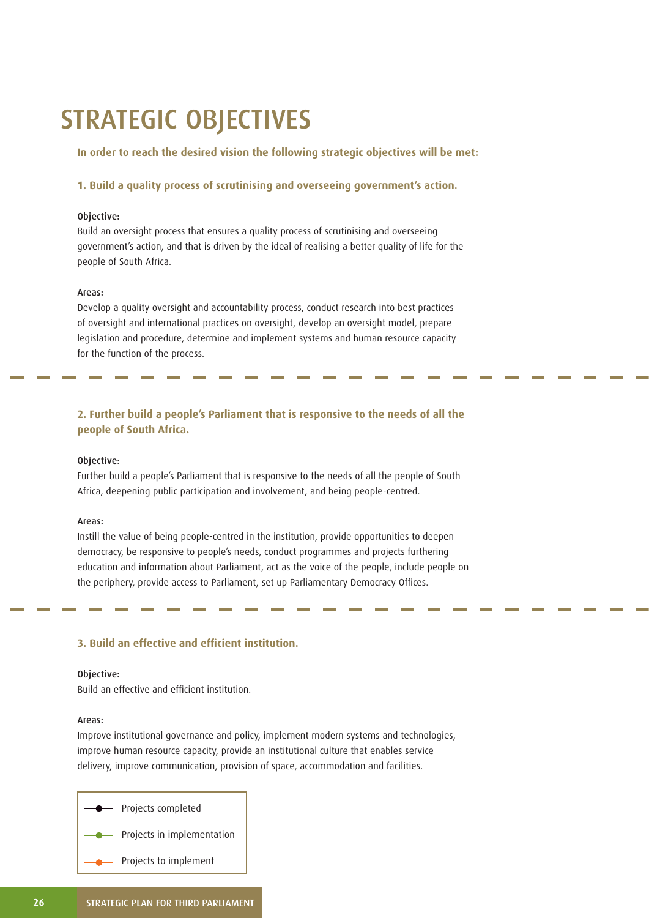# STRATEGIC OBJECTIVES

**In order to reach the desired vision the following strategic objectives will be met:**

### 1. Build a quality process of scrutinising and overseeing government's action.

Objective:

Build an oversight process that ensures a quality process of scrutinising and overseeing government's action, and that is driven by the ideal of realising a better quality of life for the people of South Africa.

Areas:

Develop a quality oversight and accountability process, conduct research into best practices of oversight and international practices on oversight, develop an oversight model, prepare legislation and procedure, determine and implement systems and human resource capacity for the function of the process.

---

### 2. Further build a people's Parliament that is responsive to the needs of all the people of South Africa.

Objective:

Further build a people's Parliament that is responsive to the needs of all the people of South Africa, deepening public participation and involvement, and being people-centred.

Areas:

Instill the value of being people-centred in the institution, provide opportunities to deepen democracy, be responsive to people's needs, conduct programmes and projects furthering education and information about Parliament, act as the voice of the people, include people on the periphery, provide access to Parliament, set up Parliamentary Democracy Offices.

---

### 3. Build an effective and efficient institution.

Objective:

Build an effective and efficient institution.

Areas:

Improve institutional governance and policy, implement modern systems and technologies, improve human resource capacity, provide an institutional culture that enables service delivery, improve communication, provision of space, accommodation and facilities.

- Projects completed
- Projects in implementation
- Projects to implement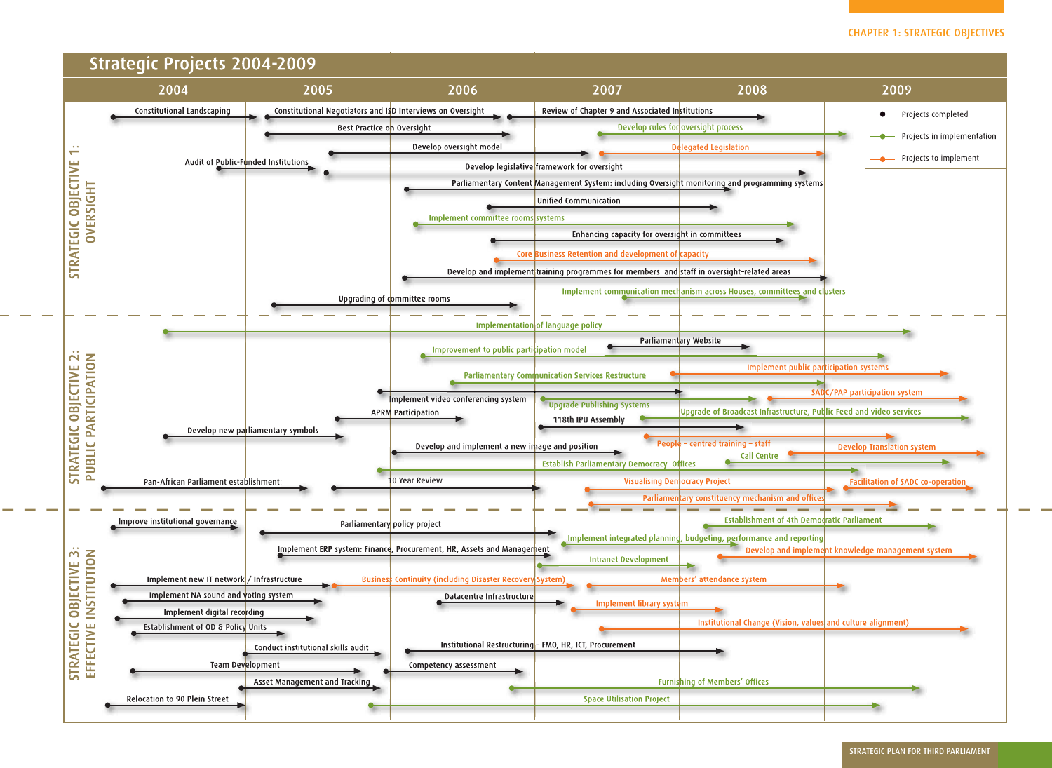# Strategic Projects 2004-2009

Legend:
- Projects completed (black)
- Projects in implementation (green)
- Projects to implement (orange)

## Strategic Objective 1: Oversight

| Project | Status |
|---|---|
| Constitutional Landscaping | Projects completed |
| Constitutional Negotiators and ISD Interviews on Oversight | Projects completed |
| Review of Chapter 9 and Associated Institutions | Projects completed |
| Best Practice on Oversight | Projects completed |
| Develop rules for oversight process | Projects in implementation |
| Develop oversight model | Projects completed |
| Delegated Legislation | Projects to implement |
| Audit of Public-Funded Institutions | Projects completed |
| Develop legislative framework for oversight | Projects completed |
| Parliamentary Content Management System: including Oversight monitoring and programming systems | Projects completed |
| Unified Communication | Projects completed |
| Implement committee rooms systems | Projects in implementation |
| Enhancing capacity for oversight in committees | Projects completed |
| Core Business Retention and development of capacity | Projects to implement |
| Develop and implement training programmes for members and staff in oversight-related areas | Projects completed |
| Implement communication mechanism across Houses, committees and clusters | Projects in implementation |
| Upgrading of committee rooms | Projects completed |

## Strategic Objective 2: Public Participation

| Project | Status |
|---|---|
| Implementation of language policy | Projects in implementation |
| Parliamentary Website | Projects completed |
| Improvement to public participation model | Projects in implementation |
| Implement public participation systems | Projects to implement |
| Parliamentary Communication Services Restructure | Projects in implementation |
| SADC/PAP participation system | Projects to implement |
| Implement video conferencing system | Projects completed |
| Upgrade Publishing Systems | Projects in implementation |
| Upgrade of Broadcast Infrastructure, Public Feed and video services | Projects in implementation |
| APRM Participation | Projects completed |
| 118th IPU Assembly | Projects completed |
| Develop new parliamentary symbols | Projects completed |
| People – centred training – staff | Projects to implement |
| Develop Translation system | Projects to implement |
| Develop and implement a new image and position | Projects completed |
| Call Centre | Projects in implementation |
| Establish Parliamentary Democracy Offices | Projects in implementation |
| Pan-African Parliament establishment | Projects completed |
| 10 Year Review | Projects completed |
| Visualising Democracy Project | Projects to implement |
| Facilitation of SADC co-operation | Projects to implement |
| Parliamentary constituency mechanism and offices | Projects to implement |

## Strategic Objective 3: Effective Institution

| Project | Status |
|---|---|
| Improve institutional governance | Projects completed |
| Parliamentary policy project | Projects completed |
| Establishment of 4th Democratic Parliament | Projects in implementation |
| Implement integrated planning, budgeting, performance and reporting | Projects in implementation |
| Implement ERP system: Finance, Procurement, HR, Assets and Management | Projects completed |
| Develop and implement knowledge management system | Projects to implement |
| Intranet Development | Projects in implementation |
| Implement new IT network / Infrastructure | Projects completed |
| Business Continuity (including Disaster Recovery System) | Projects to implement |
| Members' attendance system | Projects to implement |
| Implement NA sound and voting system | Projects completed |
| Datacentre Infrastructure | Projects completed |
| Implement digital recording | Projects completed |
| Implement library system | Projects to implement |
| Establishment of OD & Policy Units | Projects completed |
| Institutional Change (Vision, values and culture alignment) | Projects to implement |
| Conduct institutional skills audit | Projects completed |
| Institutional Restructuring – FMO, HR, ICT, Procurement | Projects completed |
| Team Development | Projects completed |
| Competency assessment | Projects completed |
| Asset Management and Tracking | Projects completed |
| Furnishing of Members' Offices | Projects in implementation |
| Relocation to 90 Plein Street | Projects completed |
| Space Utilisation Project | Projects in implementation |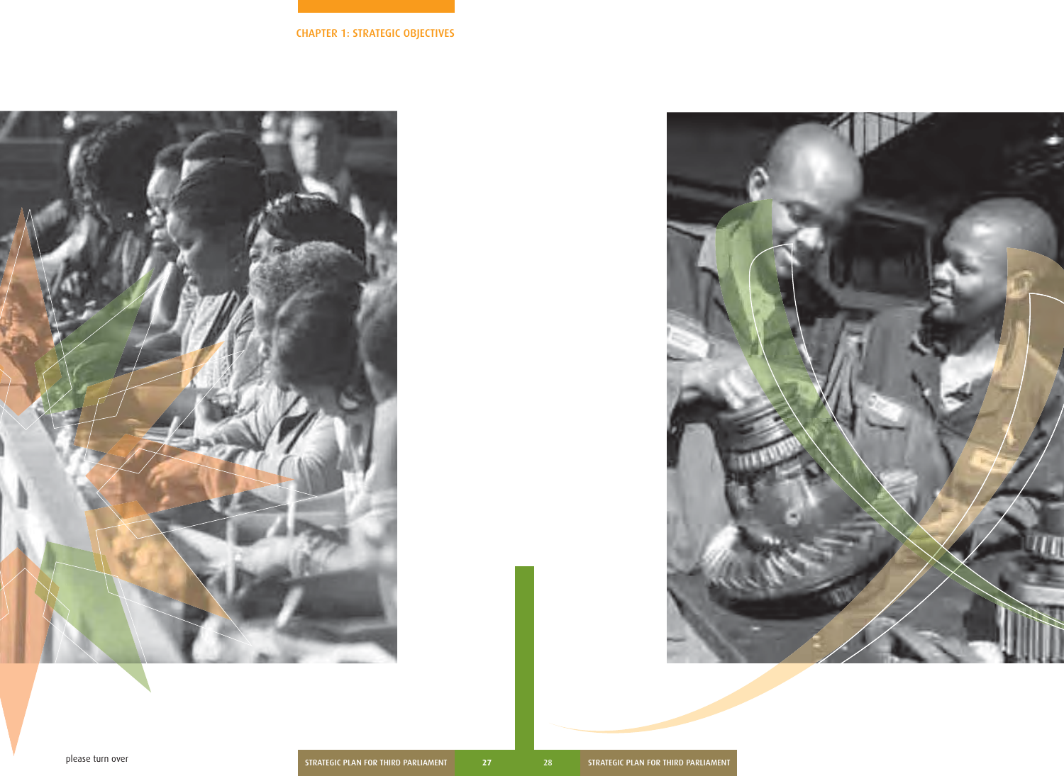please turn over